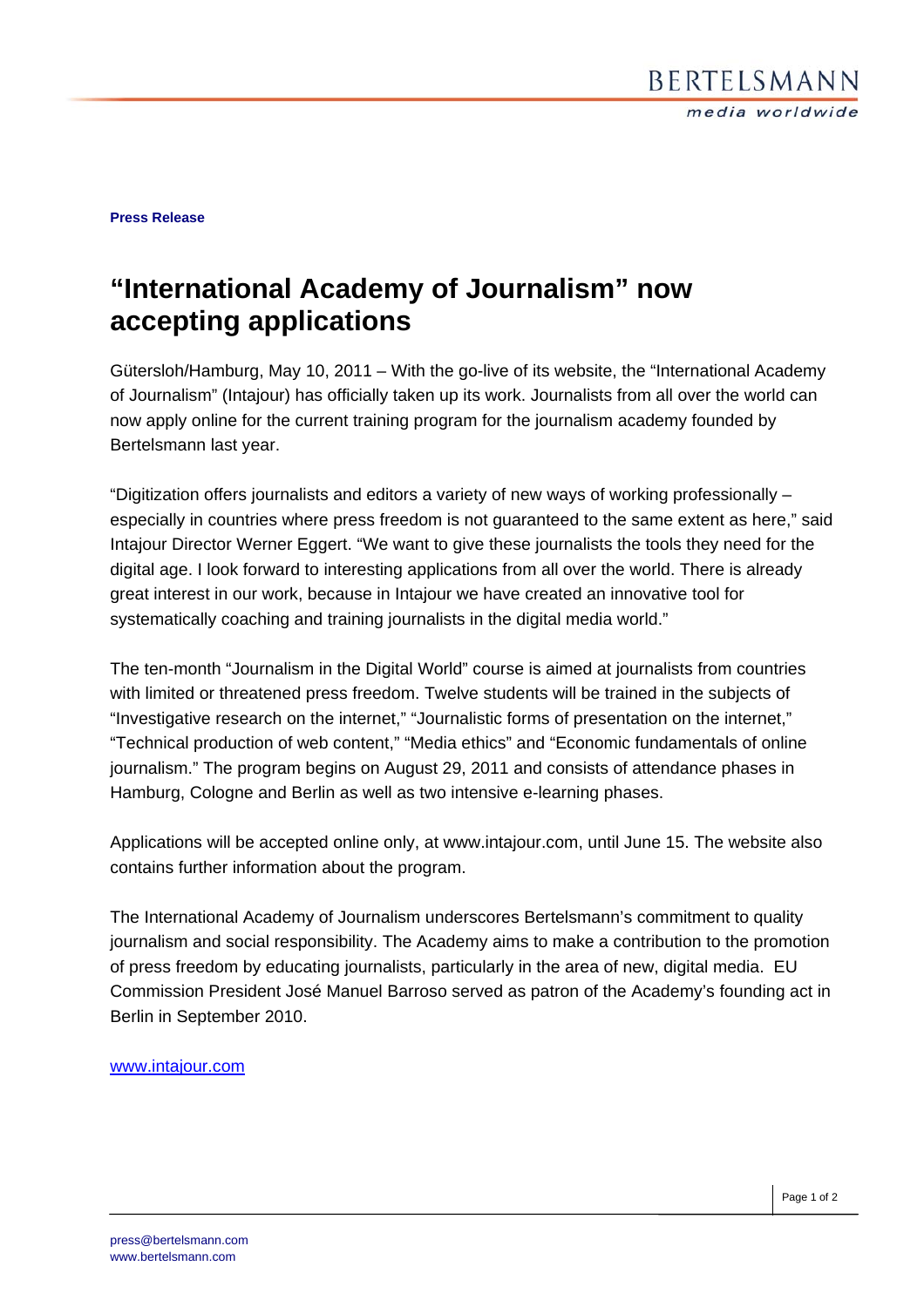**Press Release**

# "International Academy of Journalism" now accepting applications

Gütersloh/Hamburg, May 10, 2011 – With the go-live of its website, the "International Academy of Journalism" (Intajour) has officially taken up its work. Journalists from all over the world can now apply online for the current training program for the journalism academy founded by Bertelsmann last year.

"Digitization offers journalists and editors a variety of new ways of working professionally – especially in countries where press freedom is not guaranteed to the same extent as here," said Intajour Director Werner Eggert. "We want to give these journalists the tools they need for the digital age. I look forward to interesting applications from all over the world. There is already great interest in our work, because in Intajour we have created an innovative tool for systematically coaching and training journalists in the digital media world."

The ten-month "Journalism in the Digital World" course is aimed at journalists from countries with limited or threatened press freedom. Twelve students will be trained in the subjects of "Investigative research on the internet," "Journalistic forms of presentation on the internet," "Technical production of web content," "Media ethics" and "Economic fundamentals of online journalism." The program begins on August 29, 2011 and consists of attendance phases in Hamburg, Cologne and Berlin as well as two intensive e-learning phases.

Applications will be accepted online only, at www.intajour.com, until June 15. The website also contains further information about the program.

The International Academy of Journalism underscores Bertelsmann's commitment to quality journalism and social responsibility. The Academy aims to make a contribution to the promotion of press freedom by educating journalists, particularly in the area of new, digital media. EU Commission President José Manuel Barroso served as patron of the Academy's founding act in Berlin in September 2010.

www.intajour.com

press@bertelsmann.com
www.bertelsmann.com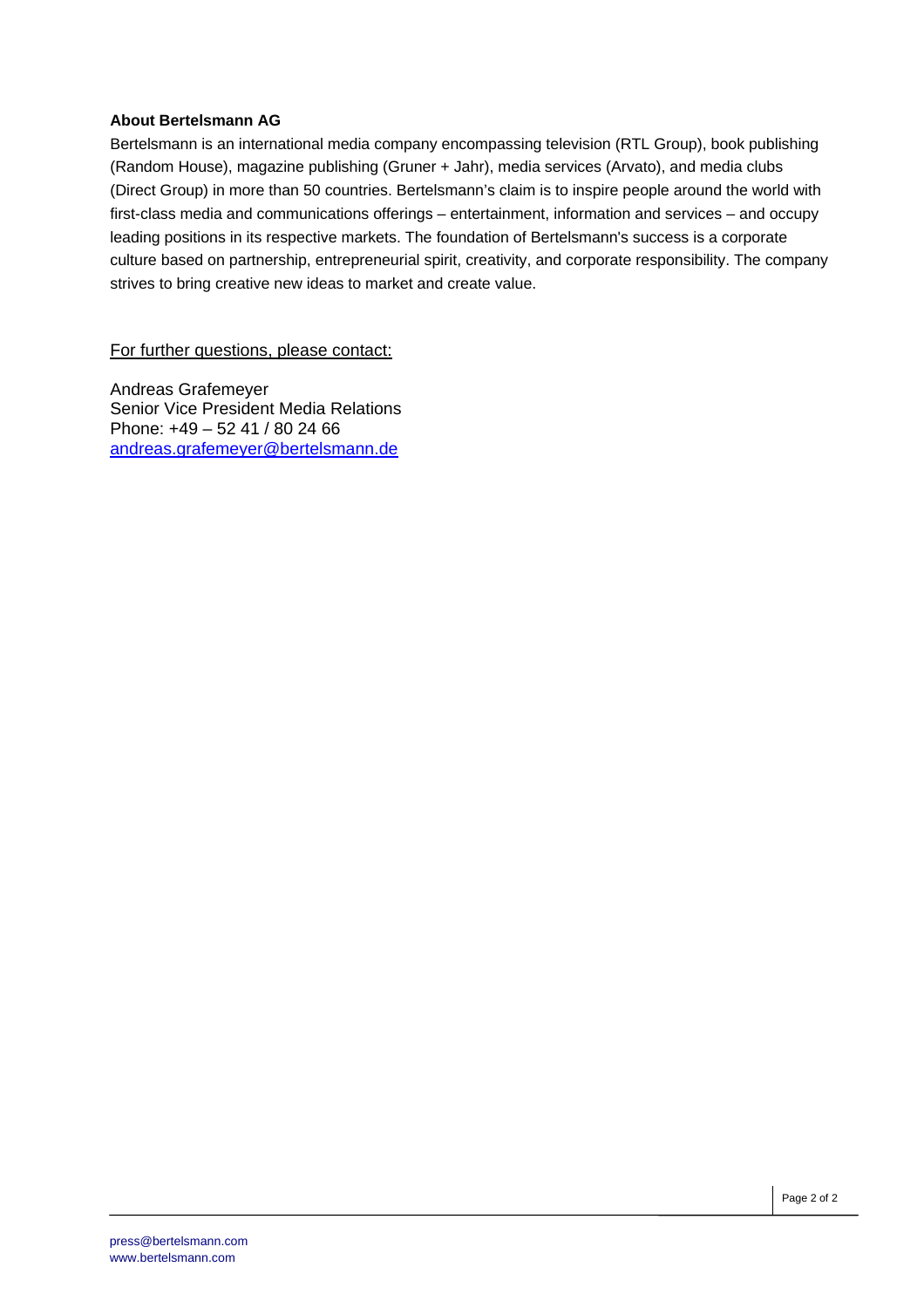**About Bertelsmann AG**

Bertelsmann is an international media company encompassing television (RTL Group), book publishing (Random House), magazine publishing (Gruner + Jahr), media services (Arvato), and media clubs (Direct Group) in more than 50 countries. Bertelsmann's claim is to inspire people around the world with first-class media and communications offerings – entertainment, information and services – and occupy leading positions in its respective markets. The foundation of Bertelsmann's success is a corporate culture based on partnership, entrepreneurial spirit, creativity, and corporate responsibility. The company strives to bring creative new ideas to market and create value.

For further questions, please contact:

Andreas Grafemeyer
Senior Vice President Media Relations
Phone: +49 – 52 41 / 80 24 66
andreas.grafemeyer@bertelsmann.de

press@bertelsmann.com
www.bertelsmann.com